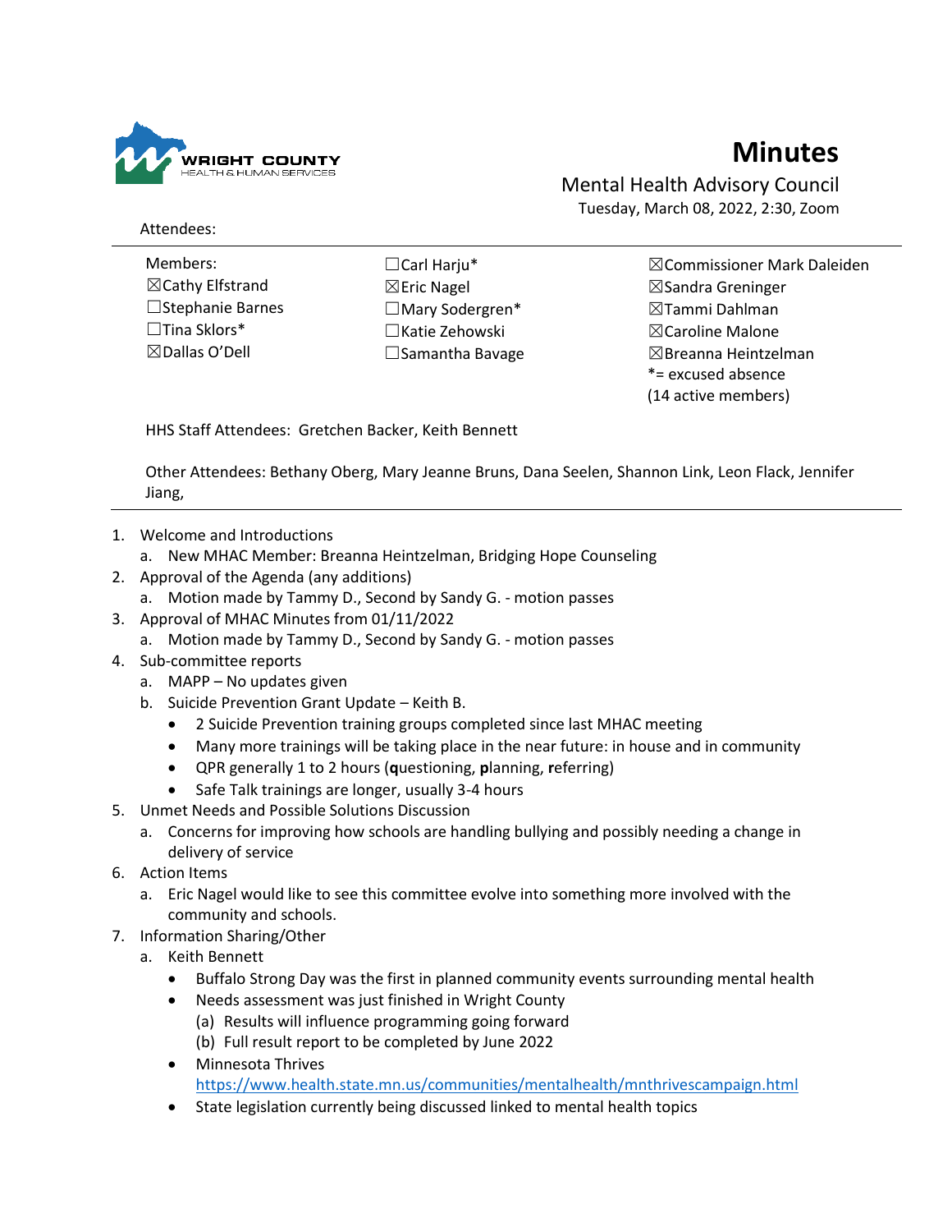WRIGHT COUNTY
HEALTH & HUMAN SERVICES

# Minutes

## Mental Health Advisory Council

Tuesday, March 08, 2022, 2:30, Zoom

Attendees:

Members:
☒Cathy Elfstrand
☐Stephanie Barnes
☐Tina Sklors*
☒Dallas O'Dell
☐Carl Harju*
☒Eric Nagel
☐Mary Sodergren*
☐Katie Zehowski
☐Samantha Bavage
☒Commissioner Mark Daleiden
☒Sandra Greninger
☒Tammi Dahlman
☒Caroline Malone
☒Breanna Heintzelman
*= excused absence
(14 active members)

HHS Staff Attendees: Gretchen Backer, Keith Bennett

Other Attendees: Bethany Oberg, Mary Jeanne Bruns, Dana Seelen, Shannon Link, Leon Flack, Jennifer Jiang,

1. Welcome and Introductions
   a. New MHAC Member: Breanna Heintzelman, Bridging Hope Counseling
2. Approval of the Agenda (any additions)
   a. Motion made by Tammy D., Second by Sandy G. - motion passes
3. Approval of MHAC Minutes from 01/11/2022
   a. Motion made by Tammy D., Second by Sandy G. - motion passes
4. Sub-committee reports
   a. MAPP – No updates given
   b. Suicide Prevention Grant Update – Keith B.
      - 2 Suicide Prevention training groups completed since last MHAC meeting
      - Many more trainings will be taking place in the near future: in house and in community
      - QPR generally 1 to 2 hours (**q**uestioning, **p**lanning, **r**eferring)
      - Safe Talk trainings are longer, usually 3-4 hours
5. Unmet Needs and Possible Solutions Discussion
   a. Concerns for improving how schools are handling bullying and possibly needing a change in delivery of service
6. Action Items
   a. Eric Nagel would like to see this committee evolve into something more involved with the community and schools.
7. Information Sharing/Other
   a. Keith Bennett
      - Buffalo Strong Day was the first in planned community events surrounding mental health
      - Needs assessment was just finished in Wright County
        (a) Results will influence programming going forward
        (b) Full result report to be completed by June 2022
      - Minnesota Thrives
        https://www.health.state.mn.us/communities/mentalhealth/mnthrivescampaign.html
      - State legislation currently being discussed linked to mental health topics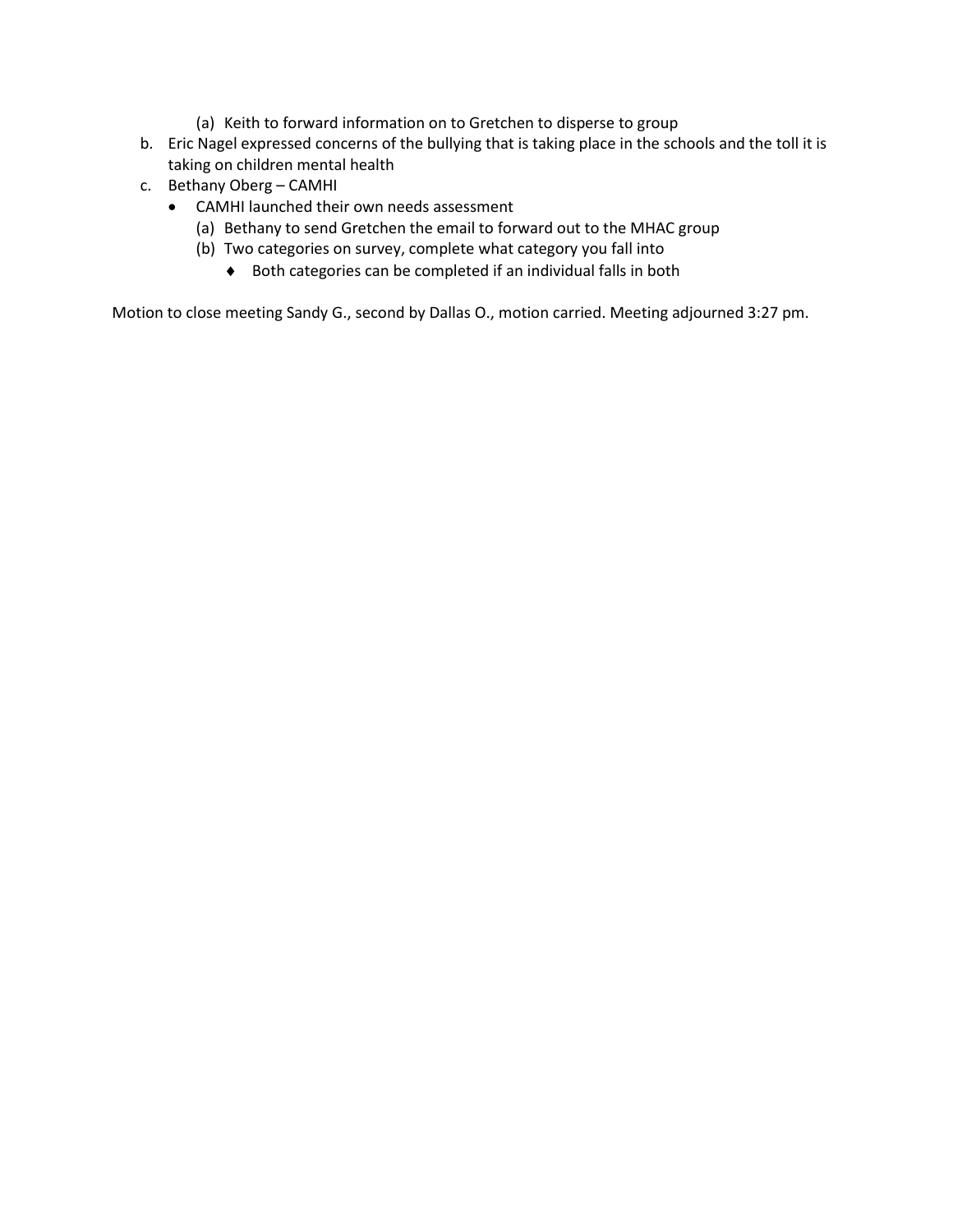(a) Keith to forward information on to Gretchen to disperse to group

b. Eric Nagel expressed concerns of the bullying that is taking place in the schools and the toll it is taking on children mental health

c. Bethany Oberg – CAMHI
   - CAMHI launched their own needs assessment
     (a) Bethany to send Gretchen the email to forward out to the MHAC group
     (b) Two categories on survey, complete what category you fall into
        - Both categories can be completed if an individual falls in both

Motion to close meeting Sandy G., second by Dallas O., motion carried. Meeting adjourned 3:27 pm.